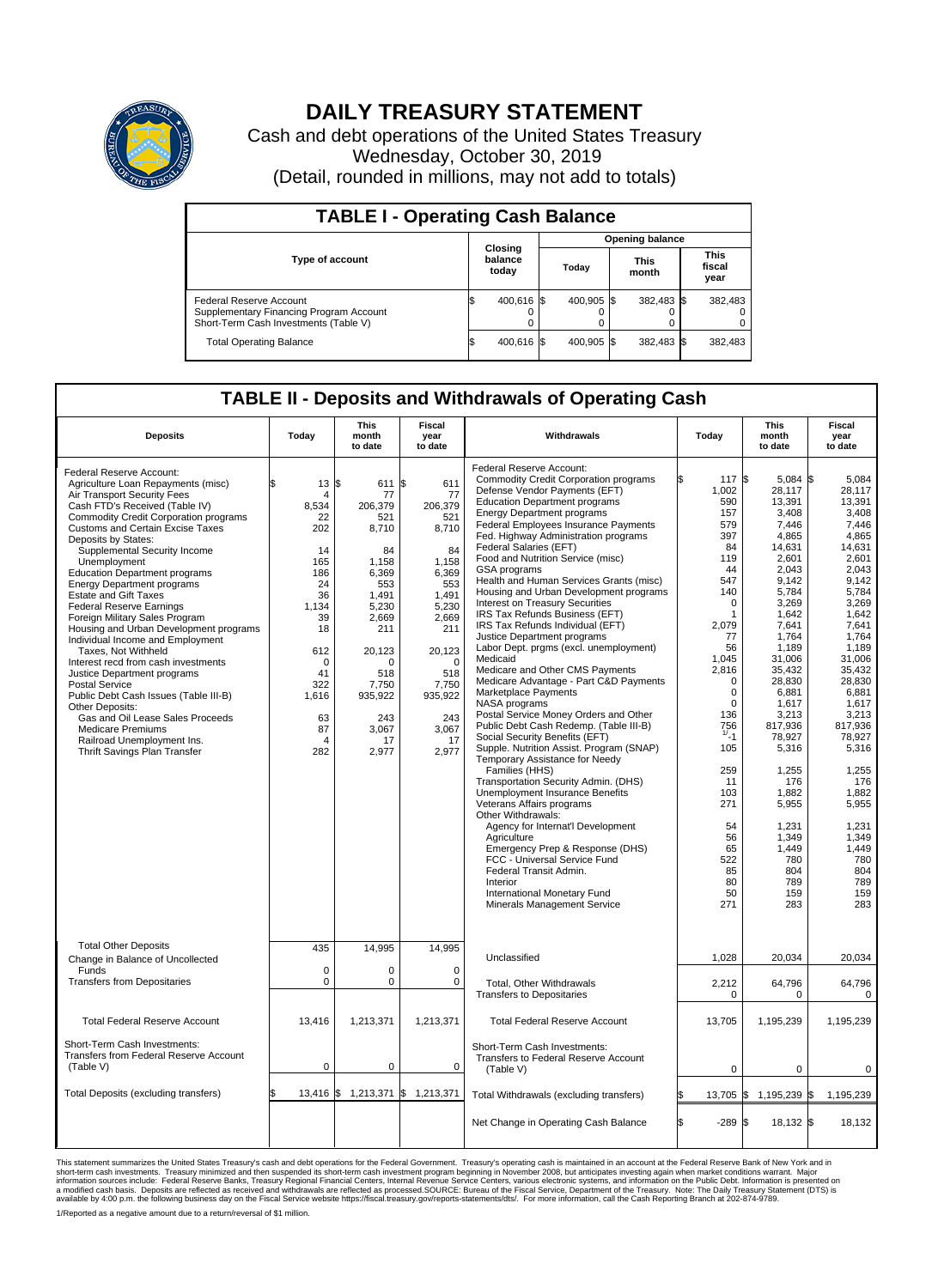# DAILY TREASURY STATEMENT

Cash and debt operations of the United States Treasury
Wednesday, October 30, 2019
(Detail, rounded in millions, may not add to totals)

## TABLE I - Operating Cash Balance

| Type of account | Closing balance today | Opening balance Today | Opening balance This month | Opening balance This fiscal year |
|---|---|---|---|---|
| Federal Reserve Account | $ 400,616 | $ 400,905 | $ 382,483 | $ 382,483 |
| Supplementary Financing Program Account | 0 | 0 | 0 | 0 |
| Short-Term Cash Investments (Table V) | 0 | 0 | 0 | 0 |
| Total Operating Balance | $ 400,616 | $ 400,905 | $ 382,483 | $ 382,483 |

## TABLE II - Deposits and Withdrawals of Operating Cash

| Deposits | Today | This month to date | Fiscal year to date | Withdrawals | Today | This month to date | Fiscal year to date |
|---|---|---|---|---|---|---|---|
| Federal Reserve Account: | | | | Federal Reserve Account: | | | |
| Agriculture Loan Repayments (misc) | $ 13 | $ 611 | $ 611 | Commodity Credit Corporation programs | $ 117 | $ 5,084 | $ 5,084 |
| Air Transport Security Fees | 4 | 77 | 77 | Defense Vendor Payments (EFT) | 1,002 | 28,117 | 28,117 |
| Cash FTD's Received (Table IV) | 8,534 | 206,379 | 206,379 | Education Department programs | 590 | 13,391 | 13,391 |
| Commodity Credit Corporation programs | 22 | 521 | 521 | Energy Department programs | 157 | 3,408 | 3,408 |
| Customs and Certain Excise Taxes | 202 | 8,710 | 8,710 | Federal Employees Insurance Payments | 579 | 7,446 | 7,446 |
| Deposits by States: | | | | Fed. Highway Administration programs | 397 | 4,865 | 4,865 |
| Supplemental Security Income | 14 | 84 | 84 | Federal Salaries (EFT) | 84 | 14,631 | 14,631 |
| Unemployment | 165 | 1,158 | 1,158 | Food and Nutrition Service (misc) | 119 | 2,601 | 2,601 |
| Education Department programs | 186 | 6,369 | 6,369 | GSA programs | 44 | 2,043 | 2,043 |
| Energy Department programs | 24 | 553 | 553 | Health and Human Services Grants (misc) | 547 | 9,142 | 9,142 |
| Estate and Gift Taxes | 36 | 1,491 | 1,491 | Housing and Urban Development programs | 140 | 5,784 | 5,784 |
| Federal Reserve Earnings | 1,134 | 5,230 | 5,230 | Interest on Treasury Securities | 0 | 3,269 | 3,269 |
| Foreign Military Sales Program | 39 | 2,669 | 2,669 | IRS Tax Refunds Business (EFT) | 1 | 1,642 | 1,642 |
| Housing and Urban Development programs | 18 | 211 | 211 | IRS Tax Refunds Individual (EFT) | 2,079 | 7,641 | 7,641 |
| Individual Income and Employment | | | | Justice Department programs | 77 | 1,764 | 1,764 |
| Taxes, Not Withheld | 612 | 20,123 | 20,123 | Labor Dept. prgms (excl. unemployment) | 56 | 1,189 | 1,189 |
| Interest recd from cash investments | 0 | 0 | 0 | Medicaid | 1,045 | 31,006 | 31,006 |
| Justice Department programs | 41 | 518 | 518 | Medicare and Other CMS Payments | 2,816 | 35,432 | 35,432 |
| Postal Service | 322 | 7,750 | 7,750 | Medicare Advantage - Part C&D Payments | 0 | 28,830 | 28,830 |
| Public Debt Cash Issues (Table III-B) | 1,616 | 935,922 | 935,922 | Marketplace Payments | 0 | 6,881 | 6,881 |
| Other Deposits: | | | | NASA programs | 0 | 1,617 | 1,617 |
| Gas and Oil Lease Sales Proceeds | 63 | 243 | 243 | Postal Service Money Orders and Other | 136 | 3,213 | 3,213 |
| Medicare Premiums | 87 | 3,067 | 3,067 | Public Debt Cash Redemp. (Table III-B) | 756 | 817,936 | 817,936 |
| Railroad Unemployment Ins. | 4 | 17 | 17 | Social Security Benefits (EFT) | 1/ -1 | 78,927 | 78,927 |
| Thrift Savings Plan Transfer | 282 | 2,977 | 2,977 | Supple. Nutrition Assist. Program (SNAP) | 105 | 5,316 | 5,316 |
| | | | | Temporary Assistance for Needy Families (HHS) | 259 | 1,255 | 1,255 |
| | | | | Transportation Security Admin. (DHS) | 11 | 176 | 176 |
| | | | | Unemployment Insurance Benefits | 103 | 1,882 | 1,882 |
| | | | | Veterans Affairs programs | 271 | 5,955 | 5,955 |
| | | | | Other Withdrawals: | | | |
| | | | | Agency for Internat'l Development | 54 | 1,231 | 1,231 |
| | | | | Agriculture | 56 | 1,349 | 1,349 |
| | | | | Emergency Prep & Response (DHS) | 65 | 1,449 | 1,449 |
| | | | | FCC - Universal Service Fund | 522 | 780 | 780 |
| | | | | Federal Transit Admin. | 85 | 804 | 804 |
| | | | | Interior | 80 | 789 | 789 |
| | | | | International Monetary Fund | 50 | 159 | 159 |
| | | | | Minerals Management Service | 271 | 283 | 283 |
| Total Other Deposits | 435 | 14,995 | 14,995 | Unclassified | 1,028 | 20,034 | 20,034 |
| Change in Balance of Uncollected Funds | 0 | 0 | 0 | | | | |
| Transfers from Depositaries | 0 | 0 | 0 | Total, Other Withdrawals | 2,212 | 64,796 | 64,796 |
| | | | | Transfers to Depositaries | 0 | 0 | 0 |
| Total Federal Reserve Account | 13,416 | 1,213,371 | 1,213,371 | Total Federal Reserve Account | 13,705 | 1,195,239 | 1,195,239 |
| Short-Term Cash Investments: Transfers from Federal Reserve Account (Table V) | 0 | 0 | 0 | Short-Term Cash Investments: Transfers to Federal Reserve Account (Table V) | 0 | 0 | 0 |
| Total Deposits (excluding transfers) | $ 13,416 | $ 1,213,371 | $ 1,213,371 | Total Withdrawals (excluding transfers) | $ 13,705 | $ 1,195,239 | $ 1,195,239 |
| | | | | Net Change in Operating Cash Balance | $ -289 | $ 18,132 | $ 18,132 |

This statement summarizes the United States Treasury's cash and debt operations for the Federal Government. Treasury's operating cash is maintained in an account at the Federal Reserve Bank of New York and in short-term cash investments. Treasury minimized and then suspended its short-term cash investment program beginning in November 2008, but anticipates investing again when market conditions warrant. Major information sources include: Federal Reserve Banks, Treasury Regional Financial Centers, Internal Revenue Service Centers, various electronic systems, and information on the Public Debt. Information is presented on a modified cash basis. Deposits are reflected as received and withdrawals are reflected as processed.SOURCE: Bureau of the Fiscal Service, Department of the Treasury. Note: The Daily Treasury Statement (DTS) is available by 4:00 p.m. the following business day on the Fiscal Service website https://fiscal.treasury.gov/reports-statements/dts/. For more information, call the Cash Reporting Branch at 202-874-9789.

1/Reported as a negative amount due to a return/reversal of $1 million.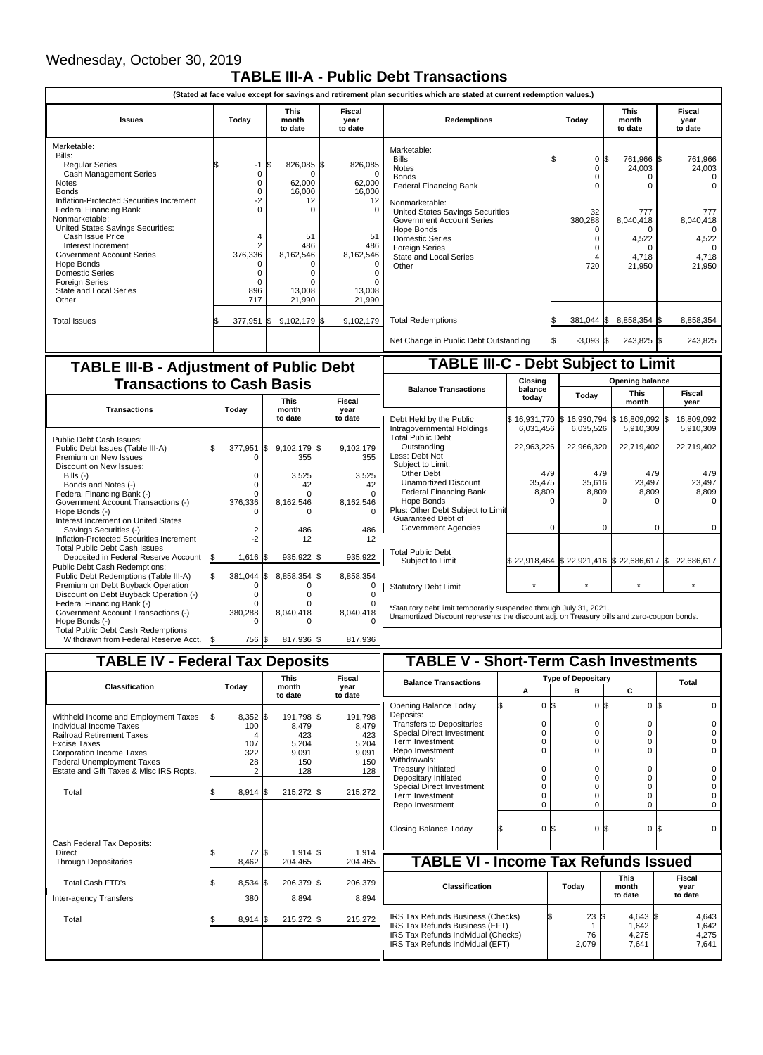Wednesday, October 30, 2019

# TABLE III-A - Public Debt Transactions

(Stated at face value except for savings and retirement plan securities which are stated at current redemption values.)

| Issues | Today | This month to date | Fiscal year to date |
|---|---|---|---|
| Marketable: | | | |
| Bills: | | | |
| Regular Series | $ -1 | $ 826,085 | $ 826,085 |
| Cash Management Series | 0 | 0 | 0 |
| Notes | 0 | 62,000 | 62,000 |
| Bonds | 0 | 16,000 | 16,000 |
| Inflation-Protected Securities Increment | -2 | 12 | 12 |
| Federal Financing Bank | 0 | 0 | 0 |
| Nonmarketable: | | | |
| United States Savings Securities: | | | |
| Cash Issue Price | 4 | 51 | 51 |
| Interest Increment | 2 | 486 | 486 |
| Government Account Series | 376,336 | 8,162,546 | 8,162,546 |
| Hope Bonds | 0 | 0 | 0 |
| Domestic Series | 0 | 0 | 0 |
| Foreign Series | 0 | 0 | 0 |
| State and Local Series | 896 | 13,008 | 13,008 |
| Other | 717 | 21,990 | 21,990 |
| Total Issues | $ 377,951 | $ 9,102,179 | $ 9,102,179 |

| Redemptions | Today | This month to date | Fiscal year to date |
|---|---|---|---|
| Marketable: | | | |
| Bills | $ 0 | $ 761,966 | $ 761,966 |
| Notes | 0 | 24,003 | 24,003 |
| Bonds | 0 | 0 | 0 |
| Federal Financing Bank | 0 | 0 | 0 |
| Nonmarketable: | | | |
| United States Savings Securities | 32 | 777 | 777 |
| Government Account Series | 380,288 | 8,040,418 | 8,040,418 |
| Hope Bonds | 0 | 0 | 0 |
| Domestic Series | 0 | 4,522 | 4,522 |
| Foreign Series | 0 | 0 | 0 |
| State and Local Series | 4 | 4,718 | 4,718 |
| Other | 720 | 21,950 | 21,950 |
| Total Redemptions | $ 381,044 | $ 8,858,354 | $ 8,858,354 |
| Net Change in Public Debt Outstanding | $ -3,093 | $ 243,825 | $ 243,825 |

# TABLE III-B - Adjustment of Public Debt Transactions to Cash Basis

| Transactions | Today | This month to date | Fiscal year to date |
|---|---|---|---|
| Public Debt Cash Issues: | | | |
| Public Debt Issues (Table III-A) | $ 377,951 | $ 9,102,179 | $ 9,102,179 |
| Premium on New Issues | 0 | 355 | 355 |
| Discount on New Issues: | | | |
| Bills (-) | 0 | 3,525 | 3,525 |
| Bonds and Notes (-) | 0 | 42 | 42 |
| Federal Financing Bank (-) | 0 | 0 | 0 |
| Government Account Transactions (-) | 376,336 | 8,162,546 | 8,162,546 |
| Hope Bonds (-) | 0 | 0 | 0 |
| Interest Increment on United States Savings Securities (-) | 2 | 486 | 486 |
| Inflation-Protected Securities Increment | -2 | 12 | 12 |
| Total Public Debt Cash Issues Deposited in Federal Reserve Account | $ 1,616 | $ 935,922 | $ 935,922 |
| Public Debt Cash Redemptions: | | | |
| Public Debt Redemptions (Table III-A) | $ 381,044 | $ 8,858,354 | $ 8,858,354 |
| Premium on Debt Buyback Operation | 0 | 0 | 0 |
| Discount on Debt Buyback Operation (-) | 0 | 0 | 0 |
| Federal Financing Bank (-) | 0 | 0 | 0 |
| Government Account Transactions (-) | 380,288 | 8,040,418 | 8,040,418 |
| Hope Bonds (-) | 0 | 0 | 0 |
| Total Public Debt Cash Redemptions Withdrawn from Federal Reserve Acct. | $ 756 | $ 817,936 | $ 817,936 |

# TABLE III-C - Debt Subject to Limit

| Balance Transactions | Closing balance today | Opening balance Today | This month | Fiscal year |
|---|---|---|---|---|
| Debt Held by the Public | $ 16,931,770 | $ 16,930,794 | $ 16,809,092 | $ 16,809,092 |
| Intragovernmental Holdings | 6,031,456 | 6,035,526 | 5,910,309 | 5,910,309 |
| Total Public Debt Outstanding | 22,963,226 | 22,966,320 | 22,719,402 | 22,719,402 |
| Less: Debt Not Subject to Limit: | | | | |
| Other Debt | 479 | 479 | 479 | 479 |
| Unamortized Discount | 35,475 | 35,616 | 23,497 | 23,497 |
| Federal Financing Bank | 8,809 | 8,809 | 8,809 | 8,809 |
| Hope Bonds | 0 | 0 | 0 | 0 |
| Plus: Other Debt Subject to Limit | | | | |
| Guaranteed Debt of Government Agencies | 0 | 0 | 0 | 0 |
| Total Public Debt Subject to Limit | $ 22,918,464 | $ 22,921,416 | $ 22,686,617 | $ 22,686,617 |
| Statutory Debt Limit | * | * | * | * |

*Statutory debt limit temporarily suspended through July 31, 2021.
Unamortized Discount represents the discount adj. on Treasury bills and zero-coupon bonds.

# TABLE IV - Federal Tax Deposits

| Classification | Today | This month to date | Fiscal year to date |
|---|---|---|---|
| Withheld Income and Employment Taxes | $ 8,352 | $ 191,798 | $ 191,798 |
| Individual Income Taxes | 100 | 8,479 | 8,479 |
| Railroad Retirement Taxes | 4 | 423 | 423 |
| Excise Taxes | 107 | 5,204 | 5,204 |
| Corporation Income Taxes | 322 | 9,091 | 9,091 |
| Federal Unemployment Taxes | 28 | 150 | 150 |
| Estate and Gift Taxes & Misc IRS Rcpts. | 2 | 128 | 128 |
| Total | $ 8,914 | $ 215,272 | $ 215,272 |
| Cash Federal Tax Deposits: | | | |
| Direct | $ 72 | $ 1,914 | $ 1,914 |
| Through Depositaries | 8,462 | 204,465 | 204,465 |
| Total Cash FTD's | $ 8,534 | $ 206,379 | $ 206,379 |
| Inter-agency Transfers | 380 | 8,894 | 8,894 |
| Total | $ 8,914 | $ 215,272 | $ 215,272 |

# TABLE V - Short-Term Cash Investments

| Balance Transactions | Type of Depositary A | B | C | Total |
|---|---|---|---|---|
| Opening Balance Today | $ 0 | $ 0 | $ 0 | $ 0 |
| Deposits: | | | | |
| Transfers to Depositaries | 0 | 0 | 0 | 0 |
| Special Direct Investment | 0 | 0 | 0 | 0 |
| Term Investment | 0 | 0 | 0 | 0 |
| Repo Investment | 0 | 0 | 0 | 0 |
| Withdrawals: | | | | |
| Treasury Initiated | 0 | 0 | 0 | 0 |
| Depositary Initiated | 0 | 0 | 0 | 0 |
| Special Direct Investment | 0 | 0 | 0 | 0 |
| Term Investment | 0 | 0 | 0 | 0 |
| Repo Investment | 0 | 0 | 0 | 0 |
| Closing Balance Today | $ 0 | $ 0 | $ 0 | $ 0 |

# TABLE VI - Income Tax Refunds Issued

| Classification | Today | This month to date | Fiscal year to date |
|---|---|---|---|
| IRS Tax Refunds Business (Checks) | $ 23 | $ 4,643 | $ 4,643 |
| IRS Tax Refunds Business (EFT) | 1 | 1,642 | 1,642 |
| IRS Tax Refunds Individual (Checks) | 76 | 4,275 | 4,275 |
| IRS Tax Refunds Individual (EFT) | 2,079 | 7,641 | 7,641 |